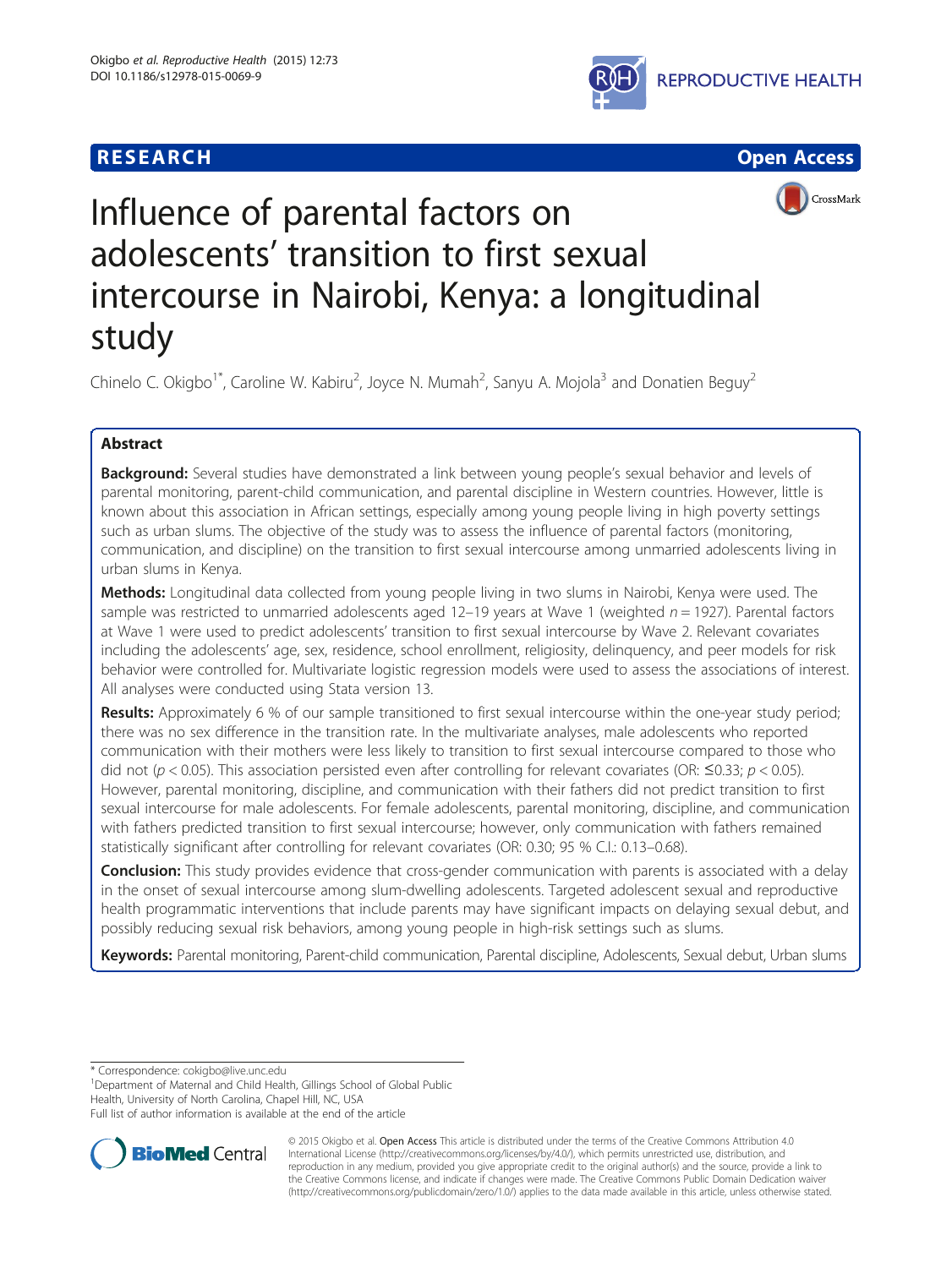RESEARCH

Open Access

# Influence of parental factors on adolescents' transition to first sexual intercourse in Nairobi, Kenya: a longitudinal study

Chinelo C. Okigbo[1*], Caroline W. Kabiru[2], Joyce N. Mumah[2], Sanyu A. Mojola[3] and Donatien Beguy[2]

## Abstract

**Background:** Several studies have demonstrated a link between young people's sexual behavior and levels of parental monitoring, parent-child communication, and parental discipline in Western countries. However, little is known about this association in African settings, especially among young people living in high poverty settings such as urban slums. The objective of the study was to assess the influence of parental factors (monitoring, communication, and discipline) on the transition to first sexual intercourse among unmarried adolescents living in urban slums in Kenya.

**Methods:** Longitudinal data collected from young people living in two slums in Nairobi, Kenya were used. The sample was restricted to unmarried adolescents aged 12–19 years at Wave 1 (weighted $n = 1927$). Parental factors at Wave 1 were used to predict adolescents' transition to first sexual intercourse by Wave 2. Relevant covariates including the adolescents' age, sex, residence, school enrollment, religiosity, delinquency, and peer models for risk behavior were controlled for. Multivariate logistic regression models were used to assess the associations of interest. All analyses were conducted using Stata version 13.

**Results:** Approximately 6 % of our sample transitioned to first sexual intercourse within the one-year study period; there was no sex difference in the transition rate. In the multivariate analyses, male adolescents who reported communication with their mothers were less likely to transition to first sexual intercourse compared to those who did not ($p < 0.05$). This association persisted even after controlling for relevant covariates (OR: ≤0.33; $p < 0.05$). However, parental monitoring, discipline, and communication with their fathers did not predict transition to first sexual intercourse for male adolescents. For female adolescents, parental monitoring, discipline, and communication with fathers predicted transition to first sexual intercourse; however, only communication with fathers remained statistically significant after controlling for relevant covariates (OR: 0.30; 95 % C.I.: 0.13–0.68).

**Conclusion:** This study provides evidence that cross-gender communication with parents is associated with a delay in the onset of sexual intercourse among slum-dwelling adolescents. Targeted adolescent sexual and reproductive health programmatic interventions that include parents may have significant impacts on delaying sexual debut, and possibly reducing sexual risk behaviors, among young people in high-risk settings such as slums.

**Keywords:** Parental monitoring, Parent-child communication, Parental discipline, Adolescents, Sexual debut, Urban slums

---

* Correspondence: cokigbo@live.unc.edu

[1]Department of Maternal and Child Health, Gillings School of Global Public Health, University of North Carolina, Chapel Hill, NC, USA

Full list of author information is available at the end of the article

© 2015 Okigbo et al. Open Access This article is distributed under the terms of the Creative Commons Attribution 4.0 International License (http://creativecommons.org/licenses/by/4.0/), which permits unrestricted use, distribution, and reproduction in any medium, provided you give appropriate credit to the original author(s) and the source, provide a link to the Creative Commons license, and indicate if changes were made. The Creative Commons Public Domain Dedication waiver (http://creativecommons.org/publicdomain/zero/1.0/) applies to the data made available in this article, unless otherwise stated.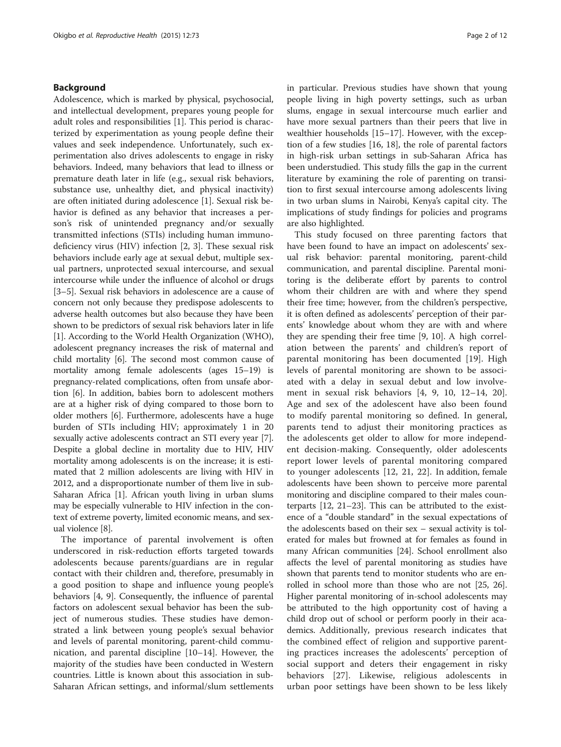## Background

Adolescence, which is marked by physical, psychosocial, and intellectual development, prepares young people for adult roles and responsibilities [1]. This period is characterized by experimentation as young people define their values and seek independence. Unfortunately, such experimentation also drives adolescents to engage in risky behaviors. Indeed, many behaviors that lead to illness or premature death later in life (e.g., sexual risk behaviors, substance use, unhealthy diet, and physical inactivity) are often initiated during adolescence [1]. Sexual risk behavior is defined as any behavior that increases a person's risk of unintended pregnancy and/or sexually transmitted infections (STIs) including human immunodeficiency virus (HIV) infection [2, 3]. These sexual risk behaviors include early age at sexual debut, multiple sexual partners, unprotected sexual intercourse, and sexual intercourse while under the influence of alcohol or drugs [3–5]. Sexual risk behaviors in adolescence are a cause of concern not only because they predispose adolescents to adverse health outcomes but also because they have been shown to be predictors of sexual risk behaviors later in life [1]. According to the World Health Organization (WHO), adolescent pregnancy increases the risk of maternal and child mortality [6]. The second most common cause of mortality among female adolescents (ages 15–19) is pregnancy-related complications, often from unsafe abortion [6]. In addition, babies born to adolescent mothers are at a higher risk of dying compared to those born to older mothers [6]. Furthermore, adolescents have a huge burden of STIs including HIV; approximately 1 in 20 sexually active adolescents contract an STI every year [7]. Despite a global decline in mortality due to HIV, HIV mortality among adolescents is on the increase; it is estimated that 2 million adolescents are living with HIV in 2012, and a disproportionate number of them live in sub-Saharan Africa [1]. African youth living in urban slums may be especially vulnerable to HIV infection in the context of extreme poverty, limited economic means, and sexual violence [8].

The importance of parental involvement is often underscored in risk-reduction efforts targeted towards adolescents because parents/guardians are in regular contact with their children and, therefore, presumably in a good position to shape and influence young people's behaviors [4, 9]. Consequently, the influence of parental factors on adolescent sexual behavior has been the subject of numerous studies. These studies have demonstrated a link between young people's sexual behavior and levels of parental monitoring, parent-child communication, and parental discipline [10–14]. However, the majority of the studies have been conducted in Western countries. Little is known about this association in sub-Saharan African settings, and informal/slum settlements in particular. Previous studies have shown that young people living in high poverty settings, such as urban slums, engage in sexual intercourse much earlier and have more sexual partners than their peers that live in wealthier households [15–17]. However, with the exception of a few studies [16, 18], the role of parental factors in high-risk urban settings in sub-Saharan Africa has been understudied. This study fills the gap in the current literature by examining the role of parenting on transition to first sexual intercourse among adolescents living in two urban slums in Nairobi, Kenya's capital city. The implications of study findings for policies and programs are also highlighted.

This study focused on three parenting factors that have been found to have an impact on adolescents' sexual risk behavior: parental monitoring, parent-child communication, and parental discipline. Parental monitoring is the deliberate effort by parents to control whom their children are with and where they spend their free time; however, from the children's perspective, it is often defined as adolescents' perception of their parents' knowledge about whom they are with and where they are spending their free time [9, 10]. A high correlation between the parents' and children's report of parental monitoring has been documented [19]. High levels of parental monitoring are shown to be associated with a delay in sexual debut and low involvement in sexual risk behaviors [4, 9, 10, 12–14, 20]. Age and sex of the adolescent have also been found to modify parental monitoring so defined. In general, parents tend to adjust their monitoring practices as the adolescents get older to allow for more independent decision-making. Consequently, older adolescents report lower levels of parental monitoring compared to younger adolescents [12, 21, 22]. In addition, female adolescents have been shown to perceive more parental monitoring and discipline compared to their males counterparts [12, 21–23]. This can be attributed to the existence of a "double standard" in the sexual expectations of the adolescents based on their sex – sexual activity is tolerated for males but frowned at for females as found in many African communities [24]. School enrollment also affects the level of parental monitoring as studies have shown that parents tend to monitor students who are enrolled in school more than those who are not [25, 26]. Higher parental monitoring of in-school adolescents may be attributed to the high opportunity cost of having a child drop out of school or perform poorly in their academics. Additionally, previous research indicates that the combined effect of religion and supportive parenting practices increases the adolescents' perception of social support and deters their engagement in risky behaviors [27]. Likewise, religious adolescents in urban poor settings have been shown to be less likely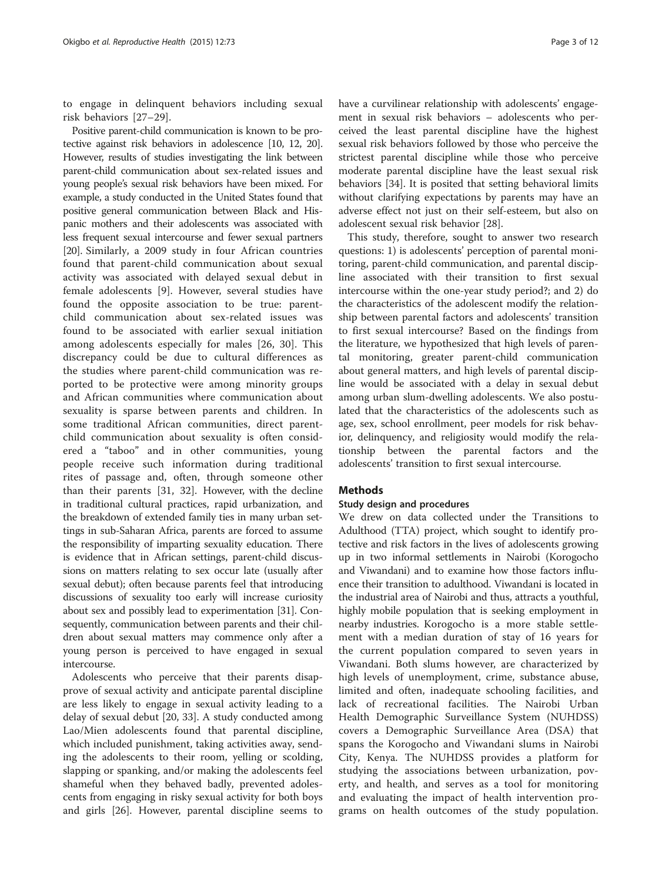to engage in delinquent behaviors including sexual risk behaviors [27–29].

Positive parent-child communication is known to be protective against risk behaviors in adolescence [10, 12, 20]. However, results of studies investigating the link between parent-child communication about sex-related issues and young people's sexual risk behaviors have been mixed. For example, a study conducted in the United States found that positive general communication between Black and Hispanic mothers and their adolescents was associated with less frequent sexual intercourse and fewer sexual partners [20]. Similarly, a 2009 study in four African countries found that parent-child communication about sexual activity was associated with delayed sexual debut in female adolescents [9]. However, several studies have found the opposite association to be true: parent-child communication about sex-related issues was found to be associated with earlier sexual initiation among adolescents especially for males [26, 30]. This discrepancy could be due to cultural differences as the studies where parent-child communication was reported to be protective were among minority groups and African communities where communication about sexuality is sparse between parents and children. In some traditional African communities, direct parent-child communication about sexuality is often considered a "taboo" and in other communities, young people receive such information during traditional rites of passage and, often, through someone other than their parents [31, 32]. However, with the decline in traditional cultural practices, rapid urbanization, and the breakdown of extended family ties in many urban settings in sub-Saharan Africa, parents are forced to assume the responsibility of imparting sexuality education. There is evidence that in African settings, parent-child discussions on matters relating to sex occur late (usually after sexual debut); often because parents feel that introducing discussions of sexuality too early will increase curiosity about sex and possibly lead to experimentation [31]. Consequently, communication between parents and their children about sexual matters may commence only after a young person is perceived to have engaged in sexual intercourse.

Adolescents who perceive that their parents disapprove of sexual activity and anticipate parental discipline are less likely to engage in sexual activity leading to a delay of sexual debut [20, 33]. A study conducted among Lao/Mien adolescents found that parental discipline, which included punishment, taking activities away, sending the adolescents to their room, yelling or scolding, slapping or spanking, and/or making the adolescents feel shameful when they behaved badly, prevented adolescents from engaging in risky sexual activity for both boys and girls [26]. However, parental discipline seems to have a curvilinear relationship with adolescents' engagement in sexual risk behaviors – adolescents who perceived the least parental discipline have the highest sexual risk behaviors followed by those who perceive the strictest parental discipline while those who perceive moderate parental discipline have the least sexual risk behaviors [34]. It is posited that setting behavioral limits without clarifying expectations by parents may have an adverse effect not just on their self-esteem, but also on adolescent sexual risk behavior [28].

This study, therefore, sought to answer two research questions: 1) is adolescents' perception of parental monitoring, parent-child communication, and parental discipline associated with their transition to first sexual intercourse within the one-year study period?; and 2) do the characteristics of the adolescent modify the relationship between parental factors and adolescents' transition to first sexual intercourse? Based on the findings from the literature, we hypothesized that high levels of parental monitoring, greater parent-child communication about general matters, and high levels of parental discipline would be associated with a delay in sexual debut among urban slum-dwelling adolescents. We also postulated that the characteristics of the adolescents such as age, sex, school enrollment, peer models for risk behavior, delinquency, and religiosity would modify the relationship between the parental factors and the adolescents' transition to first sexual intercourse.

## Methods

### Study design and procedures

We drew on data collected under the Transitions to Adulthood (TTA) project, which sought to identify protective and risk factors in the lives of adolescents growing up in two informal settlements in Nairobi (Korogocho and Viwandani) and to examine how those factors influence their transition to adulthood. Viwandani is located in the industrial area of Nairobi and thus, attracts a youthful, highly mobile population that is seeking employment in nearby industries. Korogocho is a more stable settlement with a median duration of stay of 16 years for the current population compared to seven years in Viwandani. Both slums however, are characterized by high levels of unemployment, crime, substance abuse, limited and often, inadequate schooling facilities, and lack of recreational facilities. The Nairobi Urban Health Demographic Surveillance System (NUHDSS) covers a Demographic Surveillance Area (DSA) that spans the Korogocho and Viwandani slums in Nairobi City, Kenya. The NUHDSS provides a platform for studying the associations between urbanization, poverty, and health, and serves as a tool for monitoring and evaluating the impact of health intervention programs on health outcomes of the study population.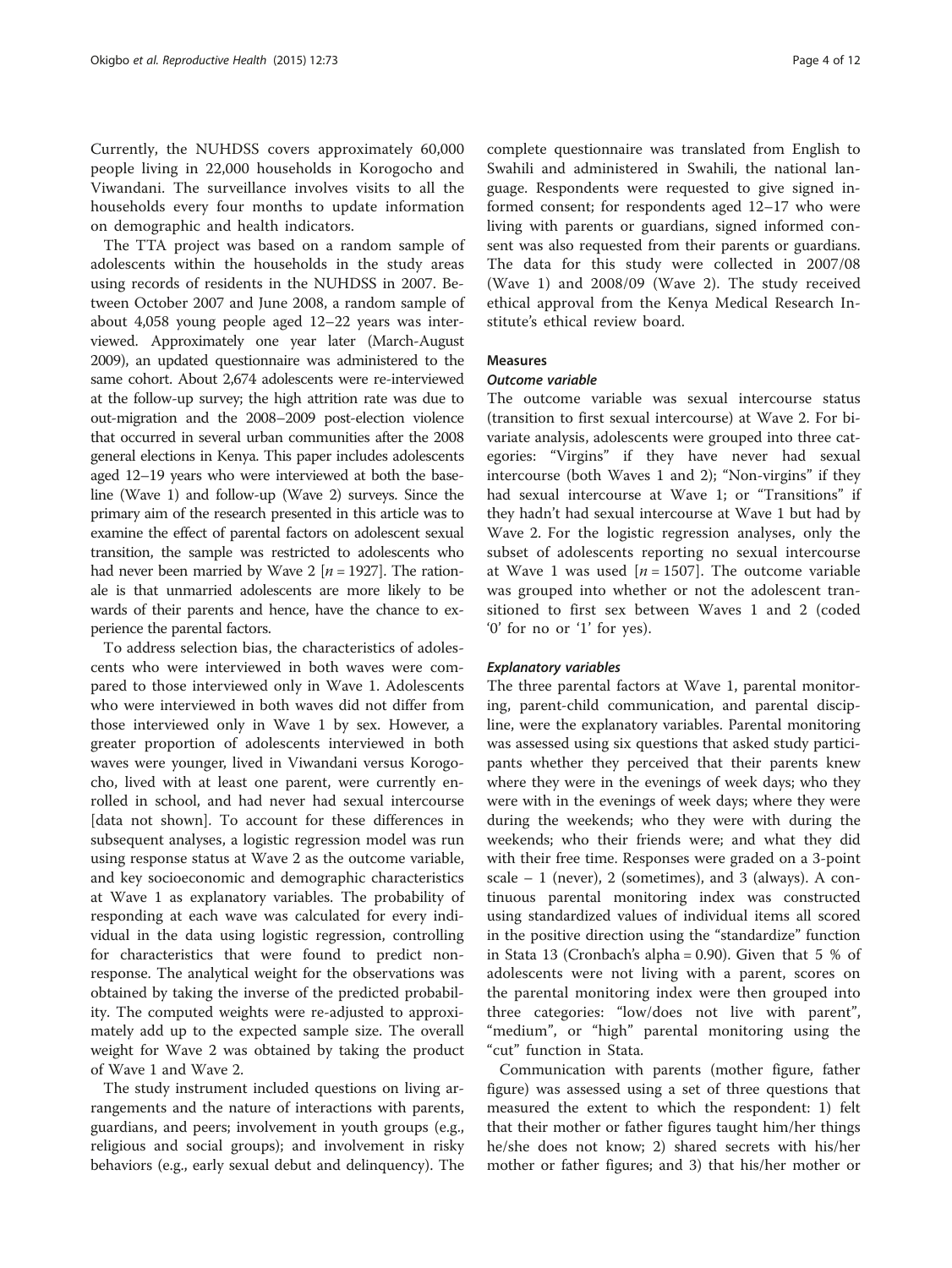Currently, the NUHDSS covers approximately 60,000 people living in 22,000 households in Korogocho and Viwandani. The surveillance involves visits to all the households every four months to update information on demographic and health indicators.

The TTA project was based on a random sample of adolescents within the households in the study areas using records of residents in the NUHDSS in 2007. Between October 2007 and June 2008, a random sample of about 4,058 young people aged 12–22 years was interviewed. Approximately one year later (March-August 2009), an updated questionnaire was administered to the same cohort. About 2,674 adolescents were re-interviewed at the follow-up survey; the high attrition rate was due to out-migration and the 2008–2009 post-election violence that occurred in several urban communities after the 2008 general elections in Kenya. This paper includes adolescents aged 12–19 years who were interviewed at both the baseline (Wave 1) and follow-up (Wave 2) surveys. Since the primary aim of the research presented in this article was to examine the effect of parental factors on adolescent sexual transition, the sample was restricted to adolescents who had never been married by Wave 2 [$n = 1927$]. The rationale is that unmarried adolescents are more likely to be wards of their parents and hence, have the chance to experience the parental factors.

To address selection bias, the characteristics of adolescents who were interviewed in both waves were compared to those interviewed only in Wave 1. Adolescents who were interviewed in both waves did not differ from those interviewed only in Wave 1 by sex. However, a greater proportion of adolescents interviewed in both waves were younger, lived in Viwandani versus Korogocho, lived with at least one parent, were currently enrolled in school, and had never had sexual intercourse [data not shown]. To account for these differences in subsequent analyses, a logistic regression model was run using response status at Wave 2 as the outcome variable, and key socioeconomic and demographic characteristics at Wave 1 as explanatory variables. The probability of responding at each wave was calculated for every individual in the data using logistic regression, controlling for characteristics that were found to predict nonresponse. The analytical weight for the observations was obtained by taking the inverse of the predicted probability. The computed weights were re-adjusted to approximately add up to the expected sample size. The overall weight for Wave 2 was obtained by taking the product of Wave 1 and Wave 2.

The study instrument included questions on living arrangements and the nature of interactions with parents, guardians, and peers; involvement in youth groups (e.g., religious and social groups); and involvement in risky behaviors (e.g., early sexual debut and delinquency). The complete questionnaire was translated from English to Swahili and administered in Swahili, the national language. Respondents were requested to give signed informed consent; for respondents aged 12–17 who were living with parents or guardians, signed informed consent was also requested from their parents or guardians. The data for this study were collected in 2007/08 (Wave 1) and 2008/09 (Wave 2). The study received ethical approval from the Kenya Medical Research Institute's ethical review board.

## Measures

### *Outcome variable*

The outcome variable was sexual intercourse status (transition to first sexual intercourse) at Wave 2. For bivariate analysis, adolescents were grouped into three categories: "Virgins" if they have never had sexual intercourse (both Waves 1 and 2); "Non-virgins" if they had sexual intercourse at Wave 1; or "Transitions" if they hadn't had sexual intercourse at Wave 1 but had by Wave 2. For the logistic regression analyses, only the subset of adolescents reporting no sexual intercourse at Wave 1 was used [$n = 1507$]. The outcome variable was grouped into whether or not the adolescent transitioned to first sex between Waves 1 and 2 (coded '0' for no or '1' for yes).

### *Explanatory variables*

The three parental factors at Wave 1, parental monitoring, parent-child communication, and parental discipline, were the explanatory variables. Parental monitoring was assessed using six questions that asked study participants whether they perceived that their parents knew where they were in the evenings of week days; who they were with in the evenings of week days; where they were during the weekends; who they were with during the weekends; who their friends were; and what they did with their free time. Responses were graded on a 3-point scale – 1 (never), 2 (sometimes), and 3 (always). A continuous parental monitoring index was constructed using standardized values of individual items all scored in the positive direction using the "standardize" function in Stata 13 (Cronbach's alpha = 0.90). Given that 5 % of adolescents were not living with a parent, scores on the parental monitoring index were then grouped into three categories: "low/does not live with parent", "medium", or "high" parental monitoring using the "cut" function in Stata.

Communication with parents (mother figure, father figure) was assessed using a set of three questions that measured the extent to which the respondent: 1) felt that their mother or father figures taught him/her things he/she does not know; 2) shared secrets with his/her mother or father figures; and 3) that his/her mother or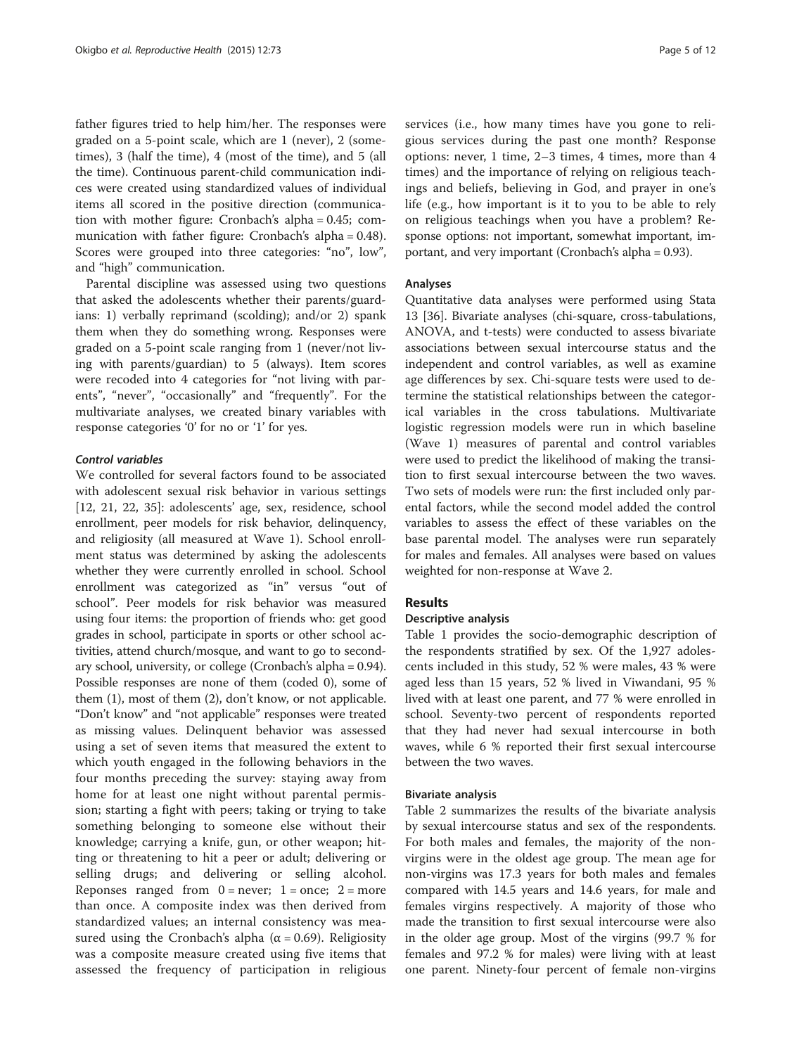father figures tried to help him/her. The responses were graded on a 5-point scale, which are 1 (never), 2 (sometimes), 3 (half the time), 4 (most of the time), and 5 (all the time). Continuous parent-child communication indices were created using standardized values of individual items all scored in the positive direction (communication with mother figure: Cronbach's alpha = 0.45; communication with father figure: Cronbach's alpha = 0.48). Scores were grouped into three categories: "no", low", and "high" communication.

Parental discipline was assessed using two questions that asked the adolescents whether their parents/guardians: 1) verbally reprimand (scolding); and/or 2) spank them when they do something wrong. Responses were graded on a 5-point scale ranging from 1 (never/not living with parents/guardian) to 5 (always). Item scores were recoded into 4 categories for "not living with parents", "never", "occasionally" and "frequently". For the multivariate analyses, we created binary variables with response categories '0' for no or '1' for yes.

#### *Control variables*

We controlled for several factors found to be associated with adolescent sexual risk behavior in various settings [12, 21, 22, 35]: adolescents' age, sex, residence, school enrollment, peer models for risk behavior, delinquency, and religiosity (all measured at Wave 1). School enrollment status was determined by asking the adolescents whether they were currently enrolled in school. School enrollment was categorized as "in" versus "out of school". Peer models for risk behavior was measured using four items: the proportion of friends who: get good grades in school, participate in sports or other school activities, attend church/mosque, and want to go to secondary school, university, or college (Cronbach's alpha = 0.94). Possible responses are none of them (coded 0), some of them (1), most of them (2), don't know, or not applicable. "Don't know" and "not applicable" responses were treated as missing values. Delinquent behavior was assessed using a set of seven items that measured the extent to which youth engaged in the following behaviors in the four months preceding the survey: staying away from home for at least one night without parental permission; starting a fight with peers; taking or trying to take something belonging to someone else without their knowledge; carrying a knife, gun, or other weapon; hitting or threatening to hit a peer or adult; delivering or selling drugs; and delivering or selling alcohol. Reponses ranged from 0 = never; 1 = once; 2 = more than once. A composite index was then derived from standardized values; an internal consistency was measured using the Cronbach's alpha ($\alpha = 0.69$). Religiosity was a composite measure created using five items that assessed the frequency of participation in religious services (i.e., how many times have you gone to religious services during the past one month? Response options: never, 1 time, 2–3 times, 4 times, more than 4 times) and the importance of relying on religious teachings and beliefs, believing in God, and prayer in one's life (e.g., how important is it to you to be able to rely on religious teachings when you have a problem? Response options: not important, somewhat important, important, and very important (Cronbach's alpha = 0.93).

### Analyses

Quantitative data analyses were performed using Stata 13 [36]. Bivariate analyses (chi-square, cross-tabulations, ANOVA, and t-tests) were conducted to assess bivariate associations between sexual intercourse status and the independent and control variables, as well as examine age differences by sex. Chi-square tests were used to determine the statistical relationships between the categorical variables in the cross tabulations. Multivariate logistic regression models were run in which baseline (Wave 1) measures of parental and control variables were used to predict the likelihood of making the transition to first sexual intercourse between the two waves. Two sets of models were run: the first included only parental factors, while the second model added the control variables to assess the effect of these variables on the base parental model. The analyses were run separately for males and females. All analyses were based on values weighted for non-response at Wave 2.

## Results

### Descriptive analysis

Table 1 provides the socio-demographic description of the respondents stratified by sex. Of the 1,927 adolescents included in this study, 52 % were males, 43 % were aged less than 15 years, 52 % lived in Viwandani, 95 % lived with at least one parent, and 77 % were enrolled in school. Seventy-two percent of respondents reported that they had never had sexual intercourse in both waves, while 6 % reported their first sexual intercourse between the two waves.

### Bivariate analysis

Table 2 summarizes the results of the bivariate analysis by sexual intercourse status and sex of the respondents. For both males and females, the majority of the non-virgins were in the oldest age group. The mean age for non-virgins was 17.3 years for both males and females compared with 14.5 years and 14.6 years, for male and females virgins respectively. A majority of those who made the transition to first sexual intercourse were also in the older age group. Most of the virgins (99.7 % for females and 97.2 % for males) were living with at least one parent. Ninety-four percent of female non-virgins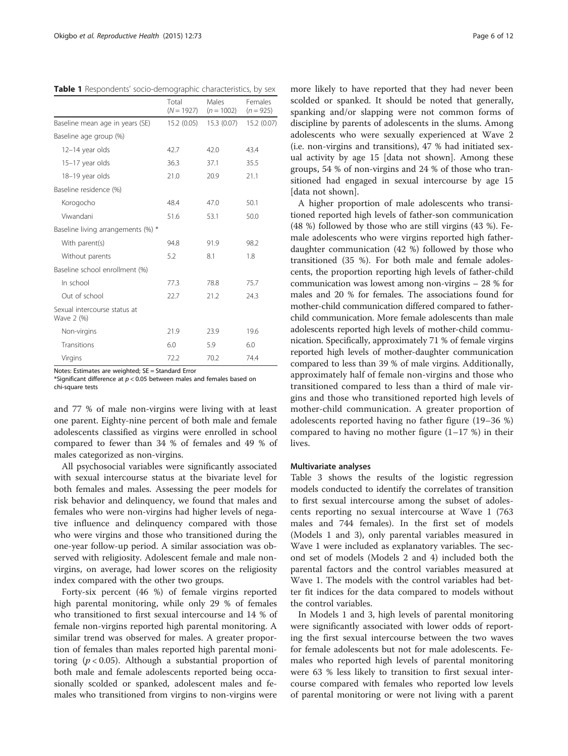**Table 1** Respondents' socio-demographic characteristics, by sex

| | Total ($N = 1927$) | Males ($n = 1002$) | Females ($n = 925$) |
|---|---|---|---|
| Baseline mean age in years (SE) | 15.2 (0.05) | 15.3 (0.07) | 15.2 (0.07) |
| Baseline age group (%) | | | |
| 12–14 year olds | 42.7 | 42.0 | 43.4 |
| 15–17 year olds | 36.3 | 37.1 | 35.5 |
| 18–19 year olds | 21.0 | 20.9 | 21.1 |
| Baseline residence (%) | | | |
| Korogocho | 48.4 | 47.0 | 50.1 |
| Viwandani | 51.6 | 53.1 | 50.0 |
| Baseline living arrangements (%) * | | | |
| With parent(s) | 94.8 | 91.9 | 98.2 |
| Without parents | 5.2 | 8.1 | 1.8 |
| Baseline school enrollment (%) | | | |
| In school | 77.3 | 78.8 | 75.7 |
| Out of school | 22.7 | 21.2 | 24.3 |
| Sexual intercourse status at Wave 2 (%) | | | |
| Non-virgins | 21.9 | 23.9 | 19.6 |
| Transitions | 6.0 | 5.9 | 6.0 |
| Virgins | 72.2 | 70.2 | 74.4 |

Notes: Estimates are weighted; SE = Standard Error
*Significant difference at $p < 0.05$ between males and females based on chi-square tests

and 77 % of male non-virgins were living with at least one parent. Eighty-nine percent of both male and female adolescents classified as virgins were enrolled in school compared to fewer than 34 % of females and 49 % of males categorized as non-virgins.

All psychosocial variables were significantly associated with sexual intercourse status at the bivariate level for both females and males. Assessing the peer models for risk behavior and delinquency, we found that males and females who were non-virgins had higher levels of negative influence and delinquency compared with those who were virgins and those who transitioned during the one-year follow-up period. A similar association was observed with religiosity. Adolescent female and male non-virgins, on average, had lower scores on the religiosity index compared with the other two groups.

Forty-six percent (46 %) of female virgins reported high parental monitoring, while only 29 % of females who transitioned to first sexual intercourse and 14 % of female non-virgins reported high parental monitoring. A similar trend was observed for males. A greater proportion of females than males reported high parental monitoring ($p < 0.05$). Although a substantial proportion of both male and female adolescents reported being occasionally scolded or spanked, adolescent males and females who transitioned from virgins to non-virgins were more likely to have reported that they had never been scolded or spanked. It should be noted that generally, spanking and/or slapping were not common forms of discipline by parents of adolescents in the slums. Among adolescents who were sexually experienced at Wave 2 (i.e. non-virgins and transitions), 47 % had initiated sexual activity by age 15 [data not shown]. Among these groups, 54 % of non-virgins and 24 % of those who transitioned had engaged in sexual intercourse by age 15 [data not shown].

A higher proportion of male adolescents who transitioned reported high levels of father-son communication (48 %) followed by those who are still virgins (43 %). Female adolescents who were virgins reported high father-daughter communication (42 %) followed by those who transitioned (35 %). For both male and female adolescents, the proportion reporting high levels of father-child communication was lowest among non-virgins – 28 % for males and 20 % for females. The associations found for mother-child communication differed compared to father-child communication. More female adolescents than male adolescents reported high levels of mother-child communication. Specifically, approximately 71 % of female virgins reported high levels of mother-daughter communication compared to less than 39 % of male virgins. Additionally, approximately half of female non-virgins and those who transitioned compared to less than a third of male virgins and those who transitioned reported high levels of mother-child communication. A greater proportion of adolescents reported having no father figure (19–36 %) compared to having no mother figure (1–17 %) in their lives.

#### Multivariate analyses

Table 3 shows the results of the logistic regression models conducted to identify the correlates of transition to first sexual intercourse among the subset of adolescents reporting no sexual intercourse at Wave 1 (763 males and 744 females). In the first set of models (Models 1 and 3), only parental variables measured in Wave 1 were included as explanatory variables. The second set of models (Models 2 and 4) included both the parental factors and the control variables measured at Wave 1. The models with the control variables had better fit indices for the data compared to models without the control variables.

In Models 1 and 3, high levels of parental monitoring were significantly associated with lower odds of reporting the first sexual intercourse between the two waves for female adolescents but not for male adolescents. Females who reported high levels of parental monitoring were 63 % less likely to transition to first sexual intercourse compared with females who reported low levels of parental monitoring or were not living with a parent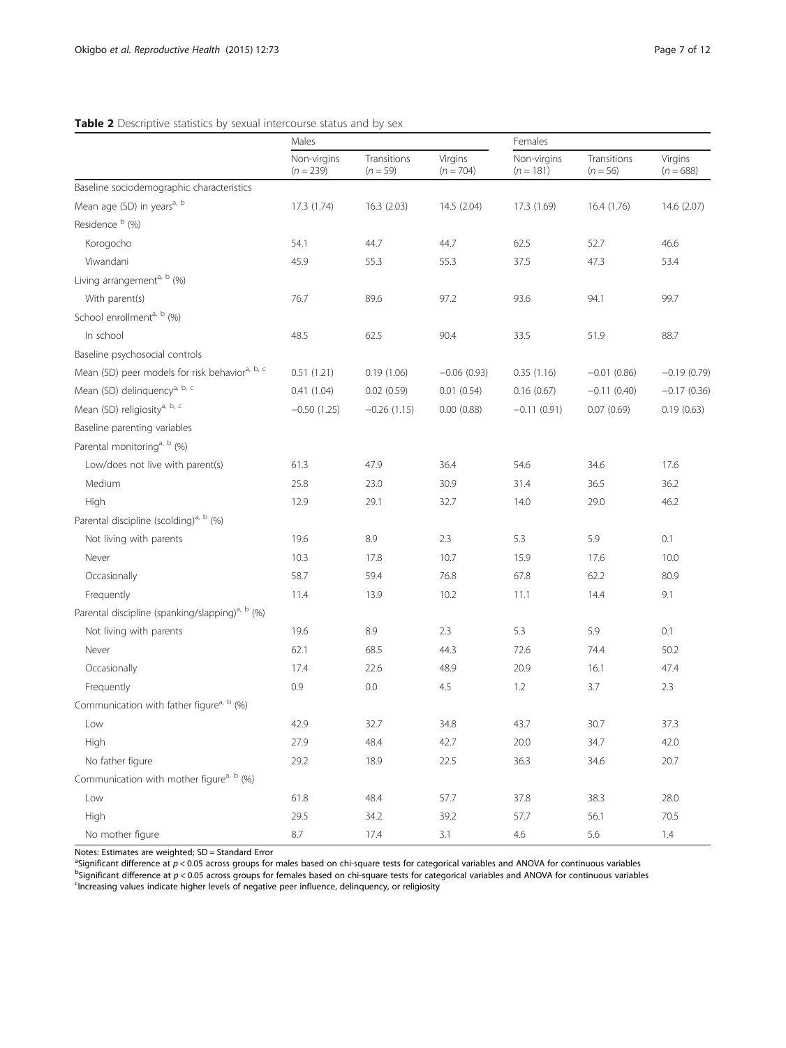**Table 2** Descriptive statistics by sexual intercourse status and by sex

| | Males | | | Females | | |
|---|---|---|---|---|---|---|
| | Non-virgins ($n = 239$) | Transitions ($n = 59$) | Virgins ($n = 704$) | Non-virgins ($n = 181$) | Transitions ($n = 56$) | Virgins ($n = 688$) |
| Baseline sociodemographic characteristics | | | | | | |
| Mean age (SD) in years[a, b] | 17.3 (1.74) | 16.3 (2.03) | 14.5 (2.04) | 17.3 (1.69) | 16.4 (1.76) | 14.6 (2.07) |
| Residence [b] (%) | | | | | | |
| Korogocho | 54.1 | 44.7 | 44.7 | 62.5 | 52.7 | 46.6 |
| Viwandani | 45.9 | 55.3 | 55.3 | 37.5 | 47.3 | 53.4 |
| Living arrangement[a, b] (%) | | | | | | |
| With parent(s) | 76.7 | 89.6 | 97.2 | 93.6 | 94.1 | 99.7 |
| School enrollment[a, b] (%) | | | | | | |
| In school | 48.5 | 62.5 | 90.4 | 33.5 | 51.9 | 88.7 |
| Baseline psychosocial controls | | | | | | |
| Mean (SD) peer models for risk behavior[a, b, c] | 0.51 (1.21) | 0.19 (1.06) | −0.06 (0.93) | 0.35 (1.16) | −0.01 (0.86) | −0.19 (0.79) |
| Mean (SD) delinquency[a, b, c] | 0.41 (1.04) | 0.02 (0.59) | 0.01 (0.54) | 0.16 (0.67) | −0.11 (0.40) | −0.17 (0.36) |
| Mean (SD) religiosity[a, b, c] | −0.50 (1.25) | −0.26 (1.15) | 0.00 (0.88) | −0.11 (0.91) | 0.07 (0.69) | 0.19 (0.63) |
| Baseline parenting variables | | | | | | |
| Parental monitoring[a, b] (%) | | | | | | |
| Low/does not live with parent(s) | 61.3 | 47.9 | 36.4 | 54.6 | 34.6 | 17.6 |
| Medium | 25.8 | 23.0 | 30.9 | 31.4 | 36.5 | 36.2 |
| High | 12.9 | 29.1 | 32.7 | 14.0 | 29.0 | 46.2 |
| Parental discipline (scolding)[a, b] (%) | | | | | | |
| Not living with parents | 19.6 | 8.9 | 2.3 | 5.3 | 5.9 | 0.1 |
| Never | 10.3 | 17.8 | 10.7 | 15.9 | 17.6 | 10.0 |
| Occasionally | 58.7 | 59.4 | 76.8 | 67.8 | 62.2 | 80.9 |
| Frequently | 11.4 | 13.9 | 10.2 | 11.1 | 14.4 | 9.1 |
| Parental discipline (spanking/slapping)[a, b] (%) | | | | | | |
| Not living with parents | 19.6 | 8.9 | 2.3 | 5.3 | 5.9 | 0.1 |
| Never | 62.1 | 68.5 | 44.3 | 72.6 | 74.4 | 50.2 |
| Occasionally | 17.4 | 22.6 | 48.9 | 20.9 | 16.1 | 47.4 |
| Frequently | 0.9 | 0.0 | 4.5 | 1.2 | 3.7 | 2.3 |
| Communication with father figure[a, b] (%) | | | | | | |
| Low | 42.9 | 32.7 | 34.8 | 43.7 | 30.7 | 37.3 |
| High | 27.9 | 48.4 | 42.7 | 20.0 | 34.7 | 42.0 |
| No father figure | 29.2 | 18.9 | 22.5 | 36.3 | 34.6 | 20.7 |
| Communication with mother figure[a, b] (%) | | | | | | |
| Low | 61.8 | 48.4 | 57.7 | 37.8 | 38.3 | 28.0 |
| High | 29.5 | 34.2 | 39.2 | 57.7 | 56.1 | 70.5 |
| No mother figure | 8.7 | 17.4 | 3.1 | 4.6 | 5.6 | 1.4 |

Notes: Estimates are weighted; SD = Standard Error

[a]Significant difference at $p < 0.05$ across groups for males based on chi-square tests for categorical variables and ANOVA for continuous variables

[b]Significant difference at $p < 0.05$ across groups for females based on chi-square tests for categorical variables and ANOVA for continuous variables

[c]Increasing values indicate higher levels of negative peer influence, delinquency, or religiosity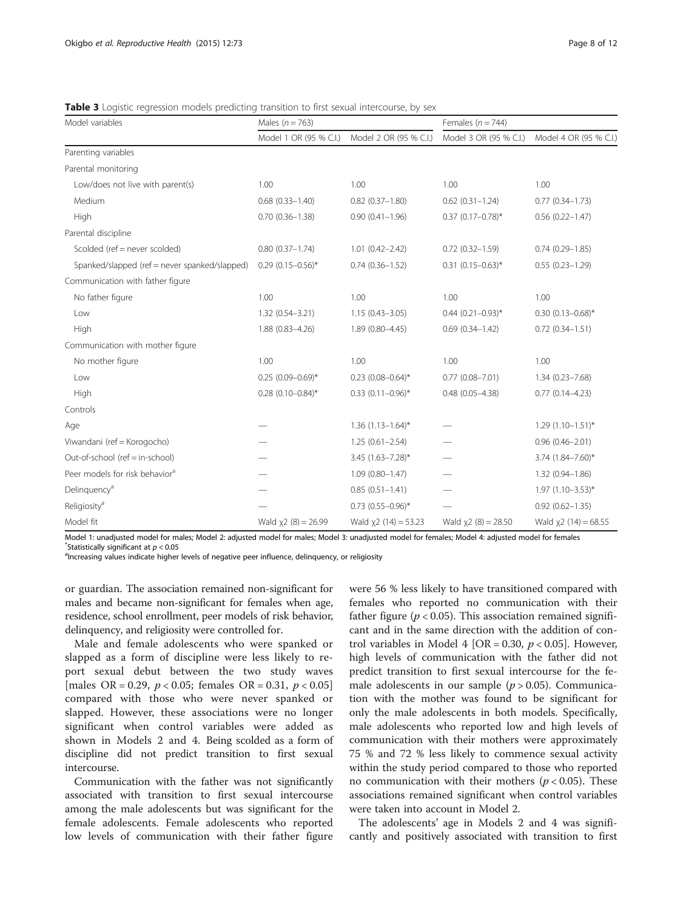**Table 3** Logistic regression models predicting transition to first sexual intercourse, by sex

| Model variables | Males ($n = 763$) | | Females ($n = 744$) | |
|---|---|---|---|---|
| | Model 1 OR (95 % C.I.) | Model 2 OR (95 % C.I.) | Model 3 OR (95 % C.I.) | Model 4 OR (95 % C.I.) |
| Parenting variables | | | | |
| Parental monitoring | | | | |
| Low/does not live with parent(s) | 1.00 | 1.00 | 1.00 | 1.00 |
| Medium | 0.68 (0.33–1.40) | 0.82 (0.37–1.80) | 0.62 (0.31–1.24) | 0.77 (0.34–1.73) |
| High | 0.70 (0.36–1.38) | 0.90 (0.41–1.96) | 0.37 (0.17–0.78)* | 0.56 (0.22–1.47) |
| Parental discipline | | | | |
| Scolded (ref = never scolded) | 0.80 (0.37–1.74) | 1.01 (0.42–2.42) | 0.72 (0.32–1.59) | 0.74 (0.29–1.85) |
| Spanked/slapped (ref = never spanked/slapped) | 0.29 (0.15–0.56)* | 0.74 (0.36–1.52) | 0.31 (0.15–0.63)* | 0.55 (0.23–1.29) |
| Communication with father figure | | | | |
| No father figure | 1.00 | 1.00 | 1.00 | 1.00 |
| Low | 1.32 (0.54–3.21) | 1.15 (0.43–3.05) | 0.44 (0.21–0.93)* | 0.30 (0.13–0.68)* |
| High | 1.88 (0.83–4.26) | 1.89 (0.80–4.45) | 0.69 (0.34–1.42) | 0.72 (0.34–1.51) |
| Communication with mother figure | | | | |
| No mother figure | 1.00 | 1.00 | 1.00 | 1.00 |
| Low | 0.25 (0.09–0.69)* | 0.23 (0.08–0.64)* | 0.77 (0.08–7.01) | 1.34 (0.23–7.68) |
| High | 0.28 (0.10–0.84)* | 0.33 (0.11–0.96)* | 0.48 (0.05–4.38) | 0.77 (0.14–4.23) |
| Controls | | | | |
| Age | — | 1.36 (1.13–1.64)* | — | 1.29 (1.10–1.51)* |
| Viwandani (ref = Korogocho) | — | 1.25 (0.61–2.54) | — | 0.96 (0.46–2.01) |
| Out-of-school (ref = in-school) | — | 3.45 (1.63–7.28)* | — | 3.74 (1.84–7.60)* |
| Peer models for risk behavior[a] | — | 1.09 (0.80–1.47) | — | 1.32 (0.94–1.86) |
| Delinquency[a] | — | 0.85 (0.51–1.41) | — | 1.97 (1.10–3.53)* |
| Religiosity[a] | — | 0.73 (0.55–0.96)* | — | 0.92 (0.62–1.35) |
| Model fit | Wald $\chi2$ (8) = 26.99 | Wald $\chi2$ (14) = 53.23 | Wald $\chi2$ (8) = 28.50 | Wald $\chi2$ (14) = 68.55 |

Model 1: unadjusted model for males; Model 2: adjusted model for males; Model 3: unadjusted model for females; Model 4: adjusted model for females
*Statistically significant at $p < 0.05$
[a]Increasing values indicate higher levels of negative peer influence, delinquency, or religiosity

or guardian. The association remained non-significant for males and became non-significant for females when age, residence, school enrollment, peer models of risk behavior, delinquency, and religiosity were controlled for.

Male and female adolescents who were spanked or slapped as a form of discipline were less likely to report sexual debut between the two study waves [males OR = 0.29, $p < 0.05$; females OR = 0.31, $p < 0.05$] compared with those who were never spanked or slapped. However, these associations were no longer significant when control variables were added as shown in Models 2 and 4. Being scolded as a form of discipline did not predict transition to first sexual intercourse.

Communication with the father was not significantly associated with transition to first sexual intercourse among the male adolescents but was significant for the female adolescents. Female adolescents who reported low levels of communication with their father figure were 56 % less likely to have transitioned compared with females who reported no communication with their father figure ($p < 0.05$). This association remained significant and in the same direction with the addition of control variables in Model 4 [OR = 0.30, $p < 0.05$]. However, high levels of communication with the father did not predict transition to first sexual intercourse for the female adolescents in our sample ($p > 0.05$). Communication with the mother was found to be significant for only the male adolescents in both models. Specifically, male adolescents who reported low and high levels of communication with their mothers were approximately 75 % and 72 % less likely to commence sexual activity within the study period compared to those who reported no communication with their mothers ($p < 0.05$). These associations remained significant when control variables were taken into account in Model 2.

The adolescents' age in Models 2 and 4 was significantly and positively associated with transition to first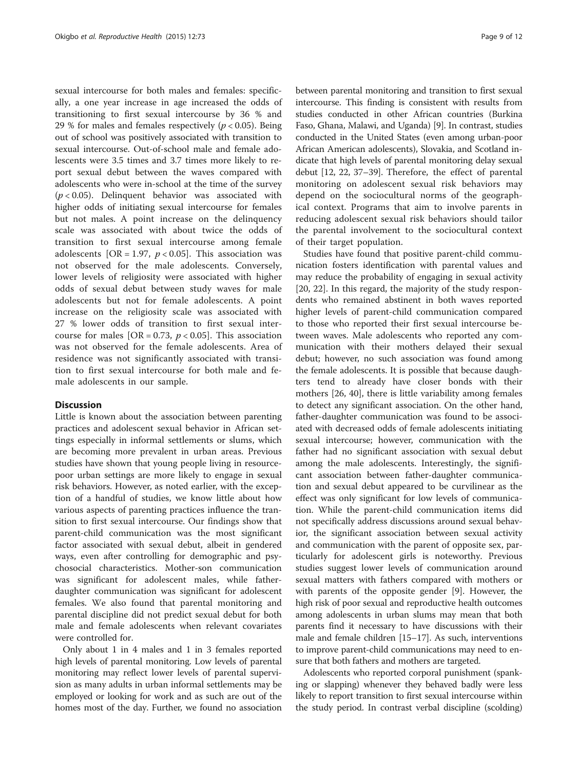sexual intercourse for both males and females: specifically, a one year increase in age increased the odds of transitioning to first sexual intercourse by 36 % and 29 % for males and females respectively ($p < 0.05$). Being out of school was positively associated with transition to sexual intercourse. Out-of-school male and female adolescents were 3.5 times and 3.7 times more likely to report sexual debut between the waves compared with adolescents who were in-school at the time of the survey ($p < 0.05$). Delinquent behavior was associated with higher odds of initiating sexual intercourse for females but not males. A point increase on the delinquency scale was associated with about twice the odds of transition to first sexual intercourse among female adolescents [OR = 1.97, $p < 0.05$]. This association was not observed for the male adolescents. Conversely, lower levels of religiosity were associated with higher odds of sexual debut between study waves for male adolescents but not for female adolescents. A point increase on the religiosity scale was associated with 27 % lower odds of transition to first sexual intercourse for males [OR = 0.73, $p < 0.05$]. This association was not observed for the female adolescents. Area of residence was not significantly associated with transition to first sexual intercourse for both male and female adolescents in our sample.

## Discussion

Little is known about the association between parenting practices and adolescent sexual behavior in African settings especially in informal settlements or slums, which are becoming more prevalent in urban areas. Previous studies have shown that young people living in resource-poor urban settings are more likely to engage in sexual risk behaviors. However, as noted earlier, with the exception of a handful of studies, we know little about how various aspects of parenting practices influence the transition to first sexual intercourse. Our findings show that parent-child communication was the most significant factor associated with sexual debut, albeit in gendered ways, even after controlling for demographic and psychosocial characteristics. Mother-son communication was significant for adolescent males, while father-daughter communication was significant for adolescent females. We also found that parental monitoring and parental discipline did not predict sexual debut for both male and female adolescents when relevant covariates were controlled for.

Only about 1 in 4 males and 1 in 3 females reported high levels of parental monitoring. Low levels of parental monitoring may reflect lower levels of parental supervision as many adults in urban informal settlements may be employed or looking for work and as such are out of the homes most of the day. Further, we found no association between parental monitoring and transition to first sexual intercourse. This finding is consistent with results from studies conducted in other African countries (Burkina Faso, Ghana, Malawi, and Uganda) [9]. In contrast, studies conducted in the United States (even among urban-poor African American adolescents), Slovakia, and Scotland indicate that high levels of parental monitoring delay sexual debut [12, 22, 37–39]. Therefore, the effect of parental monitoring on adolescent sexual risk behaviors may depend on the sociocultural norms of the geographical context. Programs that aim to involve parents in reducing adolescent sexual risk behaviors should tailor the parental involvement to the sociocultural context of their target population.

Studies have found that positive parent-child communication fosters identification with parental values and may reduce the probability of engaging in sexual activity [20, 22]. In this regard, the majority of the study respondents who remained abstinent in both waves reported higher levels of parent-child communication compared to those who reported their first sexual intercourse between waves. Male adolescents who reported any communication with their mothers delayed their sexual debut; however, no such association was found among the female adolescents. It is possible that because daughters tend to already have closer bonds with their mothers [26, 40], there is little variability among females to detect any significant association. On the other hand, father-daughter communication was found to be associated with decreased odds of female adolescents initiating sexual intercourse; however, communication with the father had no significant association with sexual debut among the male adolescents. Interestingly, the significant association between father-daughter communication and sexual debut appeared to be curvilinear as the effect was only significant for low levels of communication. While the parent-child communication items did not specifically address discussions around sexual behavior, the significant association between sexual activity and communication with the parent of opposite sex, particularly for adolescent girls is noteworthy. Previous studies suggest lower levels of communication around sexual matters with fathers compared with mothers or with parents of the opposite gender [9]. However, the high risk of poor sexual and reproductive health outcomes among adolescents in urban slums may mean that both parents find it necessary to have discussions with their male and female children [15–17]. As such, interventions to improve parent-child communications may need to ensure that both fathers and mothers are targeted.

Adolescents who reported corporal punishment (spanking or slapping) whenever they behaved badly were less likely to report transition to first sexual intercourse within the study period. In contrast verbal discipline (scolding)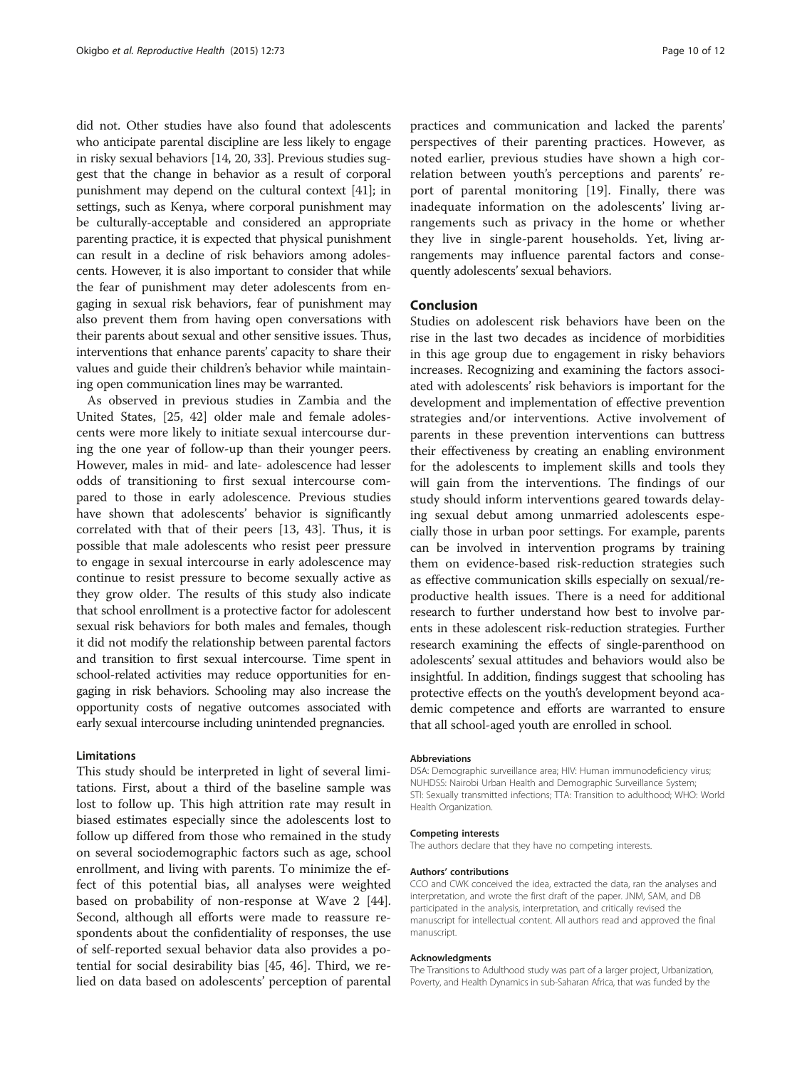did not. Other studies have also found that adolescents who anticipate parental discipline are less likely to engage in risky sexual behaviors [14, 20, 33]. Previous studies suggest that the change in behavior as a result of corporal punishment may depend on the cultural context [41]; in settings, such as Kenya, where corporal punishment may be culturally-acceptable and considered an appropriate parenting practice, it is expected that physical punishment can result in a decline of risk behaviors among adolescents. However, it is also important to consider that while the fear of punishment may deter adolescents from engaging in sexual risk behaviors, fear of punishment may also prevent them from having open conversations with their parents about sexual and other sensitive issues. Thus, interventions that enhance parents' capacity to share their values and guide their children's behavior while maintaining open communication lines may be warranted.

As observed in previous studies in Zambia and the United States, [25, 42] older male and female adolescents were more likely to initiate sexual intercourse during the one year of follow-up than their younger peers. However, males in mid- and late- adolescence had lesser odds of transitioning to first sexual intercourse compared to those in early adolescence. Previous studies have shown that adolescents' behavior is significantly correlated with that of their peers [13, 43]. Thus, it is possible that male adolescents who resist peer pressure to engage in sexual intercourse in early adolescence may continue to resist pressure to become sexually active as they grow older. The results of this study also indicate that school enrollment is a protective factor for adolescent sexual risk behaviors for both males and females, though it did not modify the relationship between parental factors and transition to first sexual intercourse. Time spent in school-related activities may reduce opportunities for engaging in risk behaviors. Schooling may also increase the opportunity costs of negative outcomes associated with early sexual intercourse including unintended pregnancies.

### Limitations

This study should be interpreted in light of several limitations. First, about a third of the baseline sample was lost to follow up. This high attrition rate may result in biased estimates especially since the adolescents lost to follow up differed from those who remained in the study on several sociodemographic factors such as age, school enrollment, and living with parents. To minimize the effect of this potential bias, all analyses were weighted based on probability of non-response at Wave 2 [44]. Second, although all efforts were made to reassure respondents about the confidentiality of responses, the use of self-reported sexual behavior data also provides a potential for social desirability bias [45, 46]. Third, we relied on data based on adolescents' perception of parental practices and communication and lacked the parents' perspectives of their parenting practices. However, as noted earlier, previous studies have shown a high correlation between youth's perceptions and parents' report of parental monitoring [19]. Finally, there was inadequate information on the adolescents' living arrangements such as privacy in the home or whether they live in single-parent households. Yet, living arrangements may influence parental factors and consequently adolescents' sexual behaviors.

## Conclusion

Studies on adolescent risk behaviors have been on the rise in the last two decades as incidence of morbidities in this age group due to engagement in risky behaviors increases. Recognizing and examining the factors associated with adolescents' risk behaviors is important for the development and implementation of effective prevention strategies and/or interventions. Active involvement of parents in these prevention interventions can buttress their effectiveness by creating an enabling environment for the adolescents to implement skills and tools they will gain from the interventions. The findings of our study should inform interventions geared towards delaying sexual debut among unmarried adolescents especially those in urban poor settings. For example, parents can be involved in intervention programs by training them on evidence-based risk-reduction strategies such as effective communication skills especially on sexual/reproductive health issues. There is a need for additional research to further understand how best to involve parents in these adolescent risk-reduction strategies. Further research examining the effects of single-parenthood on adolescents' sexual attitudes and behaviors would also be insightful. In addition, findings suggest that schooling has protective effects on the youth's development beyond academic competence and efforts are warranted to ensure that all school-aged youth are enrolled in school.

#### Abbreviations

DSA: Demographic surveillance area; HIV: Human immunodeficiency virus; NUHDSS: Nairobi Urban Health and Demographic Surveillance System; STI: Sexually transmitted infections; TTA: Transition to adulthood; WHO: World Health Organization.

#### Competing interests

The authors declare that they have no competing interests.

#### Authors' contributions

CCO and CWK conceived the idea, extracted the data, ran the analyses and interpretation, and wrote the first draft of the paper. JNM, SAM, and DB participated in the analysis, interpretation, and critically revised the manuscript for intellectual content. All authors read and approved the final manuscript.

#### Acknowledgments

The Transitions to Adulthood study was part of a larger project, Urbanization, Poverty, and Health Dynamics in sub-Saharan Africa, that was funded by the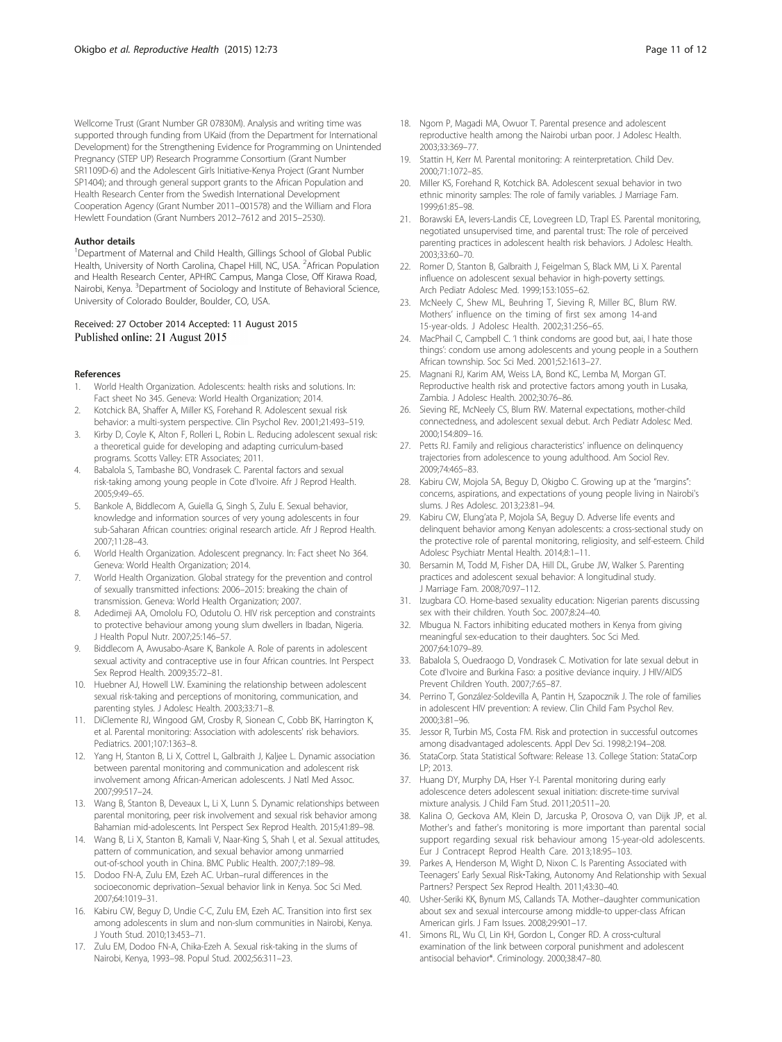Wellcome Trust (Grant Number GR 07830M). Analysis and writing time was supported through funding from UKaid (from the Department for International Development) for the Strengthening Evidence for Programming on Unintended Pregnancy (STEP UP) Research Programme Consortium (Grant Number SR1109D-6) and the Adolescent Girls Initiative-Kenya Project (Grant Number SP1404); and through general support grants to the African Population and Health Research Center from the Swedish International Development Cooperation Agency (Grant Number 2011–001578) and the William and Flora Hewlett Foundation (Grant Numbers 2012–7612 and 2015–2530).

#### Author details

[1]Department of Maternal and Child Health, Gillings School of Global Public Health, University of North Carolina, Chapel Hill, NC, USA. [2]African Population and Health Research Center, APHRC Campus, Manga Close, Off Kirawa Road, Nairobi, Kenya. [3]Department of Sociology and Institute of Behavioral Science, University of Colorado Boulder, Boulder, CO, USA.

Received: 27 October 2014 Accepted: 11 August 2015
Published online: 21 August 2015

#### References

1. World Health Organization. Adolescents: health risks and solutions. In: Fact sheet No 345. Geneva: World Health Organization; 2014.
2. Kotchick BA, Shaffer A, Miller KS, Forehand R. Adolescent sexual risk behavior: a multi-system perspective. Clin Psychol Rev. 2001;21:493–519.
3. Kirby D, Coyle K, Alton F, Rolleri L, Robin L. Reducing adolescent sexual risk: a theoretical guide for developing and adapting curriculum-based programs. Scotts Valley: ETR Associates; 2011.
4. Babalola S, Tambashe BO, Vondrasek C. Parental factors and sexual risk-taking among young people in Cote d'Ivoire. Afr J Reprod Health. 2005;9:49–65.
5. Bankole A, Biddlecom A, Guiella G, Singh S, Zulu E. Sexual behavior, knowledge and information sources of very young adolescents in four sub-Saharan African countries: original research article. Afr J Reprod Health. 2007;11:28–43.
6. World Health Organization. Adolescent pregnancy. In: Fact sheet No 364. Geneva: World Health Organization; 2014.
7. World Health Organization. Global strategy for the prevention and control of sexually transmitted infections: 2006–2015: breaking the chain of transmission. Geneva: World Health Organization; 2007.
8. Adedimeji AA, Omololu FO, Odutolu O. HIV risk perception and constraints to protective behaviour among young slum dwellers in Ibadan, Nigeria. J Health Popul Nutr. 2007;25:146–57.
9. Biddlecom A, Awusabo-Asare K, Bankole A. Role of parents in adolescent sexual activity and contraceptive use in four African countries. Int Perspect Sex Reprod Health. 2009;35:72–81.
10. Huebner AJ, Howell LW. Examining the relationship between adolescent sexual risk-taking and perceptions of monitoring, communication, and parenting styles. J Adolesc Health. 2003;33:71–8.
11. DiClemente RJ, Wingood GM, Crosby R, Sionean C, Cobb BK, Harrington K, et al. Parental monitoring: Association with adolescents' risk behaviors. Pediatrics. 2001;107:1363–8.
12. Yang H, Stanton B, Li X, Cottrel L, Galbraith J, Kaljee L. Dynamic association between parental monitoring and communication and adolescent risk involvement among African-American adolescents. J Natl Med Assoc. 2007;99:517–24.
13. Wang B, Stanton B, Deveaux L, Li X, Lunn S. Dynamic relationships between parental monitoring, peer risk involvement and sexual risk behavior among Bahamian mid-adolescents. Int Perspect Sex Reprod Health. 2015;41:89–98.
14. Wang B, Li X, Stanton B, Kamali V, Naar-King S, Shah I, et al. Sexual attitudes, pattern of communication, and sexual behavior among unmarried out-of-school youth in China. BMC Public Health. 2007;7:189–98.
15. Dodoo FN-A, Zulu EM, Ezeh AC. Urban–rural differences in the socioeconomic deprivation–Sexual behavior link in Kenya. Soc Sci Med. 2007;64:1019–31.
16. Kabiru CW, Beguy D, Undie C-C, Zulu EM, Ezeh AC. Transition into first sex among adolescents in slum and non-slum communities in Nairobi, Kenya. J Youth Stud. 2010;13:453–71.
17. Zulu EM, Dodoo FN-A, Chika-Ezeh A. Sexual risk-taking in the slums of Nairobi, Kenya, 1993–98. Popul Stud. 2002;56:311–23.
18. Ngom P, Magadi MA, Owuor T. Parental presence and adolescent reproductive health among the Nairobi urban poor. J Adolesc Health. 2003;33:369–77.
19. Stattin H, Kerr M. Parental monitoring: A reinterpretation. Child Dev. 2000;71:1072–85.
20. Miller KS, Forehand R, Kotchick BA. Adolescent sexual behavior in two ethnic minority samples: The role of family variables. J Marriage Fam. 1999;61:85–98.
21. Borawski EA, Ievers-Landis CE, Lovegreen LD, Trapl ES. Parental monitoring, negotiated unsupervised time, and parental trust: The role of perceived parenting practices in adolescent health risk behaviors. J Adolesc Health. 2003;33:60–70.
22. Romer D, Stanton B, Galbraith J, Feigelman S, Black MM, Li X. Parental influence on adolescent sexual behavior in high-poverty settings. Arch Pediatr Adolesc Med. 1999;153:1055–62.
23. McNeely C, Shew ML, Beuhring T, Sieving R, Miller BC, Blum RW. Mothers' influence on the timing of first sex among 14-and 15-year-olds. J Adolesc Health. 2002;31:256–65.
24. MacPhail C, Campbell C. 'I think condoms are good but, aai, I hate those things': condom use among adolescents and young people in a Southern African township. Soc Sci Med. 2001;52:1613–27.
25. Magnani RJ, Karim AM, Weiss LA, Bond KC, Lemba M, Morgan GT. Reproductive health risk and protective factors among youth in Lusaka, Zambia. J Adolesc Health. 2002;30:76–86.
26. Sieving RE, McNeely CS, Blum RW. Maternal expectations, mother-child connectedness, and adolescent sexual debut. Arch Pediatr Adolesc Med. 2000;154:809–16.
27. Petts RJ. Family and religious characteristics' influence on delinquency trajectories from adolescence to young adulthood. Am Sociol Rev. 2009;74:465–83.
28. Kabiru CW, Mojola SA, Beguy D, Okigbo C. Growing up at the "margins": concerns, aspirations, and expectations of young people living in Nairobi's slums. J Res Adolesc. 2013;23:81–94.
29. Kabiru CW, Elung'ata P, Mojola SA, Beguy D. Adverse life events and delinquent behavior among Kenyan adolescents: a cross-sectional study on the protective role of parental monitoring, religiosity, and self-esteem. Child Adolesc Psychiatr Mental Health. 2014;8:1–11.
30. Bersamin M, Todd M, Fisher DA, Hill DL, Grube JW, Walker S. Parenting practices and adolescent sexual behavior: A longitudinal study. J Marriage Fam. 2008;70:97–112.
31. Izugbara CO. Home-based sexuality education: Nigerian parents discussing sex with their children. Youth Soc. 2007;8:24–40.
32. Mbugua N. Factors inhibiting educated mothers in Kenya from giving meaningful sex-education to their daughters. Soc Sci Med. 2007;64:1079–89.
33. Babalola S, Ouedraogo D, Vondrasek C. Motivation for late sexual debut in Cote d'Ivoire and Burkina Faso: a positive deviance inquiry. J HIV/AIDS Prevent Children Youth. 2007;7:65–87.
34. Perrino T, González-Soldevilla A, Pantin H, Szapocznik J. The role of families in adolescent HIV prevention: A review. Clin Child Fam Psychol Rev. 2000;3:81–96.
35. Jessor R, Turbin MS, Costa FM. Risk and protection in successful outcomes among disadvantaged adolescents. Appl Dev Sci. 1998;2:194–208.
36. StataCorp. Stata Statistical Software: Release 13. College Station: StataCorp LP; 2013.
37. Huang DY, Murphy DA, Hser Y-I. Parental monitoring during early adolescence deters adolescent sexual initiation: discrete-time survival mixture analysis. J Child Fam Stud. 2011;20:511–20.
38. Kalina O, Geckova AM, Klein D, Jarcuska P, Orosova O, van Dijk JP, et al. Mother's and father's monitoring is more important than parental social support regarding sexual risk behaviour among 15-year-old adolescents. Eur J Contracept Reprod Health Care. 2013;18:95–103.
39. Parkes A, Henderson M, Wight D, Nixon C. Is Parenting Associated with Teenagers' Early Sexual Risk-Taking, Autonomy And Relationship with Sexual Partners? Perspect Sex Reprod Health. 2011;43:30–40.
40. Usher-Seriki KK, Bynum MS, Callands TA. Mother–daughter communication about sex and sexual intercourse among middle-to upper-class African American girls. J Fam Issues. 2008;29:901–17.
41. Simons RL, Wu CI, Lin KH, Gordon L, Conger RD. A cross-cultural examination of the link between corporal punishment and adolescent antisocial behavior*. Criminology. 2000;38:47–80.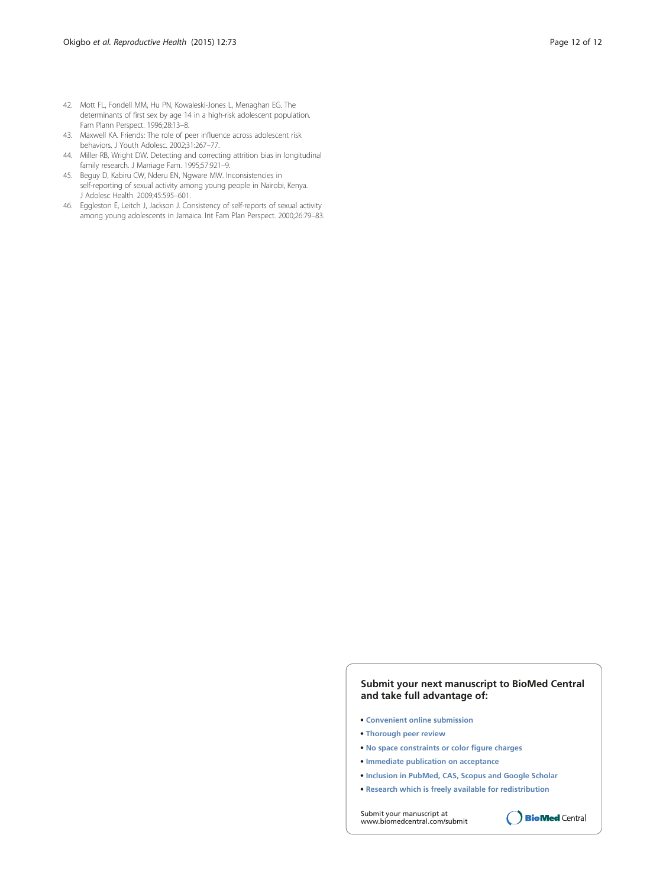42. Mott FL, Fondell MM, Hu PN, Kowaleski-Jones L, Menaghan EG. The determinants of first sex by age 14 in a high-risk adolescent population. Fam Plann Perspect. 1996;28:13–8.
43. Maxwell KA. Friends: The role of peer influence across adolescent risk behaviors. J Youth Adolesc. 2002;31:267–77.
44. Miller RB, Wright DW. Detecting and correcting attrition bias in longitudinal family research. J Marriage Fam. 1995;57:921–9.
45. Beguy D, Kabiru CW, Nderu EN, Ngware MW. Inconsistencies in self-reporting of sexual activity among young people in Nairobi, Kenya. J Adolesc Health. 2009;45:595–601.
46. Eggleston E, Leitch J, Jackson J. Consistency of self-reports of sexual activity among young adolescents in Jamaica. Int Fam Plan Perspect. 2000;26:79–83.

**Submit your next manuscript to BioMed Central and take full advantage of:**

- **Convenient online submission**
- **Thorough peer review**
- **No space constraints or color figure charges**
- **Immediate publication on acceptance**
- **Inclusion in PubMed, CAS, Scopus and Google Scholar**
- **Research which is freely available for redistribution**

Submit your manuscript at
www.biomedcentral.com/submit

BioMed Central